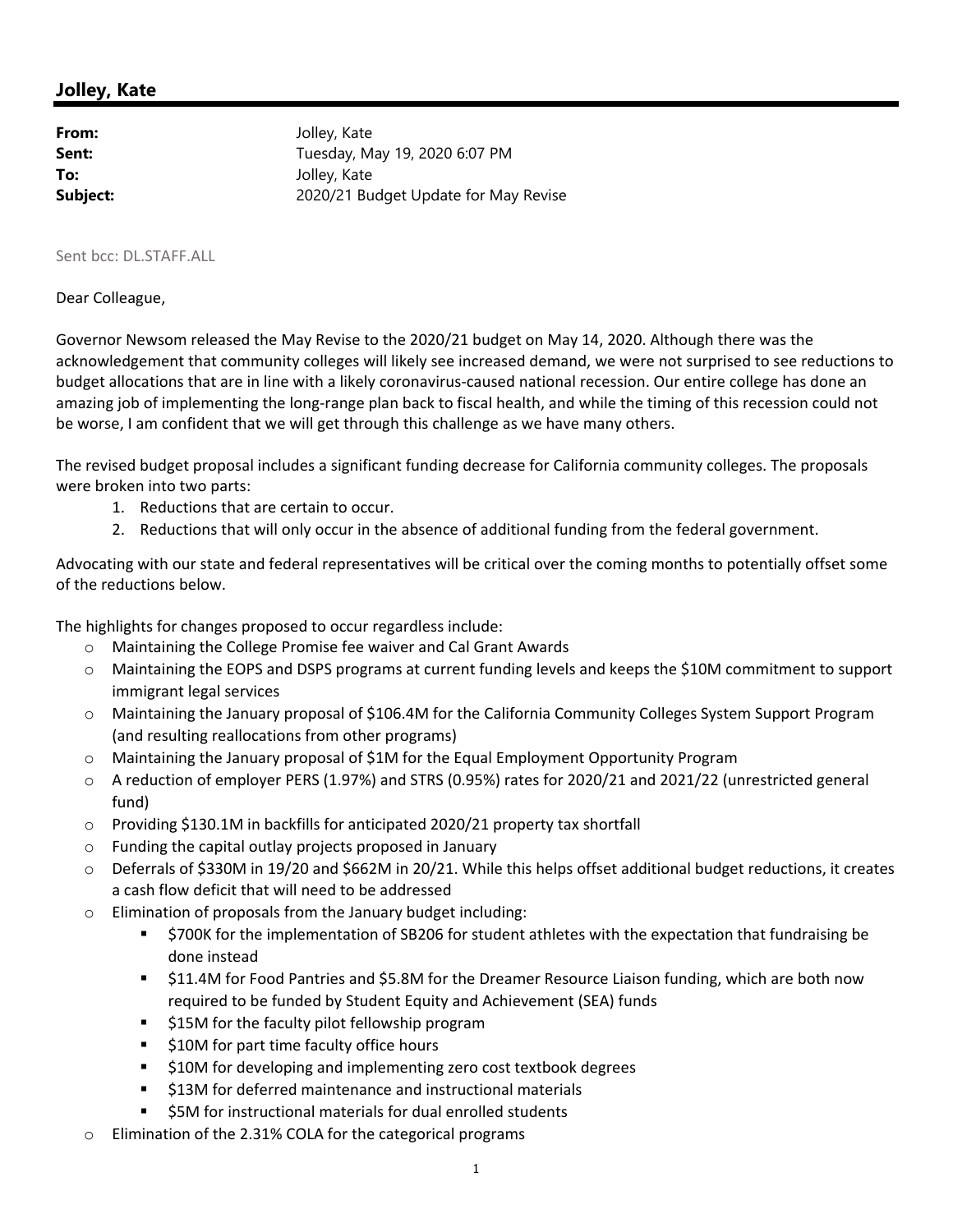## Jolley, Kate

**From:** Jolley, Kate
**Sent:** Tuesday, May 19, 2020 6:07 PM
**To:** Jolley, Kate
**Subject:** 2020/21 Budget Update for May Revise

Sent bcc: DL.STAFF.ALL

Dear Colleague,

Governor Newsom released the May Revise to the 2020/21 budget on May 14, 2020. Although there was the acknowledgement that community colleges will likely see increased demand, we were not surprised to see reductions to budget allocations that are in line with a likely coronavirus-caused national recession. Our entire college has done an amazing job of implementing the long-range plan back to fiscal health, and while the timing of this recession could not be worse, I am confident that we will get through this challenge as we have many others.

The revised budget proposal includes a significant funding decrease for California community colleges. The proposals were broken into two parts:

1. Reductions that are certain to occur.
2. Reductions that will only occur in the absence of additional funding from the federal government.

Advocating with our state and federal representatives will be critical over the coming months to potentially offset some of the reductions below.

The highlights for changes proposed to occur regardless include:

- Maintaining the College Promise fee waiver and Cal Grant Awards
- Maintaining the EOPS and DSPS programs at current funding levels and keeps the $10M commitment to support immigrant legal services
- Maintaining the January proposal of $106.4M for the California Community Colleges System Support Program (and resulting reallocations from other programs)
- Maintaining the January proposal of $1M for the Equal Employment Opportunity Program
- A reduction of employer PERS (1.97%) and STRS (0.95%) rates for 2020/21 and 2021/22 (unrestricted general fund)
- Providing $130.1M in backfills for anticipated 2020/21 property tax shortfall
- Funding the capital outlay projects proposed in January
- Deferrals of $330M in 19/20 and $662M in 20/21. While this helps offset additional budget reductions, it creates a cash flow deficit that will need to be addressed
- Elimination of proposals from the January budget including:
  - $700K for the implementation of SB206 for student athletes with the expectation that fundraising be done instead
  - $11.4M for Food Pantries and $5.8M for the Dreamer Resource Liaison funding, which are both now required to be funded by Student Equity and Achievement (SEA) funds
  - $15M for the faculty pilot fellowship program
  - $10M for part time faculty office hours
  - $10M for developing and implementing zero cost textbook degrees
  - $13M for deferred maintenance and instructional materials
  - $5M for instructional materials for dual enrolled students
- Elimination of the 2.31% COLA for the categorical programs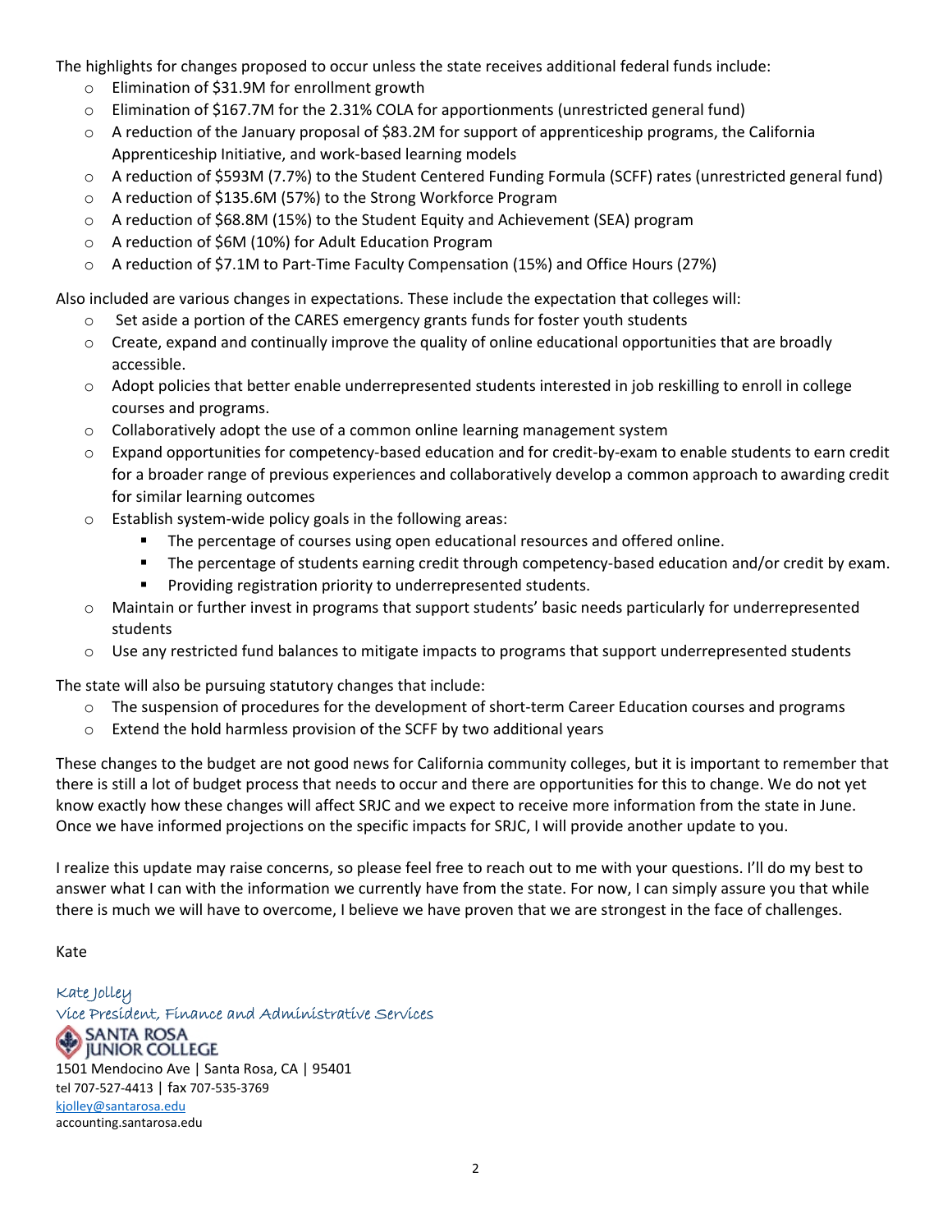The highlights for changes proposed to occur unless the state receives additional federal funds include:

- Elimination of $31.9M for enrollment growth
- Elimination of $167.7M for the 2.31% COLA for apportionments (unrestricted general fund)
- A reduction of the January proposal of $83.2M for support of apprenticeship programs, the California Apprenticeship Initiative, and work-based learning models
- A reduction of $593M (7.7%) to the Student Centered Funding Formula (SCFF) rates (unrestricted general fund)
- A reduction of $135.6M (57%) to the Strong Workforce Program
- A reduction of $68.8M (15%) to the Student Equity and Achievement (SEA) program
- A reduction of $6M (10%) for Adult Education Program
- A reduction of $7.1M to Part-Time Faculty Compensation (15%) and Office Hours (27%)

Also included are various changes in expectations. These include the expectation that colleges will:

- Set aside a portion of the CARES emergency grants funds for foster youth students
- Create, expand and continually improve the quality of online educational opportunities that are broadly accessible.
- Adopt policies that better enable underrepresented students interested in job reskilling to enroll in college courses and programs.
- Collaboratively adopt the use of a common online learning management system
- Expand opportunities for competency-based education and for credit-by-exam to enable students to earn credit for a broader range of previous experiences and collaboratively develop a common approach to awarding credit for similar learning outcomes
- Establish system-wide policy goals in the following areas:
  - The percentage of courses using open educational resources and offered online.
  - The percentage of students earning credit through competency-based education and/or credit by exam.
  - Providing registration priority to underrepresented students.
- Maintain or further invest in programs that support students' basic needs particularly for underrepresented students
- Use any restricted fund balances to mitigate impacts to programs that support underrepresented students

The state will also be pursuing statutory changes that include:

- The suspension of procedures for the development of short-term Career Education courses and programs
- Extend the hold harmless provision of the SCFF by two additional years

These changes to the budget are not good news for California community colleges, but it is important to remember that there is still a lot of budget process that needs to occur and there are opportunities for this to change. We do not yet know exactly how these changes will affect SRJC and we expect to receive more information from the state in June. Once we have informed projections on the specific impacts for SRJC, I will provide another update to you.

I realize this update may raise concerns, so please feel free to reach out to me with your questions. I'll do my best to answer what I can with the information we currently have from the state. For now, I can simply assure you that while there is much we will have to overcome, I believe we have proven that we are strongest in the face of challenges.

Kate

*Kate Jolley*
*Vice President, Finance and Administrative Services*
SANTA ROSA JUNIOR COLLEGE
1501 Mendocino Ave | Santa Rosa, CA | 95401
tel 707-527-4413 | fax 707-535-3769
kjolley@santarosa.edu
accounting.santarosa.edu